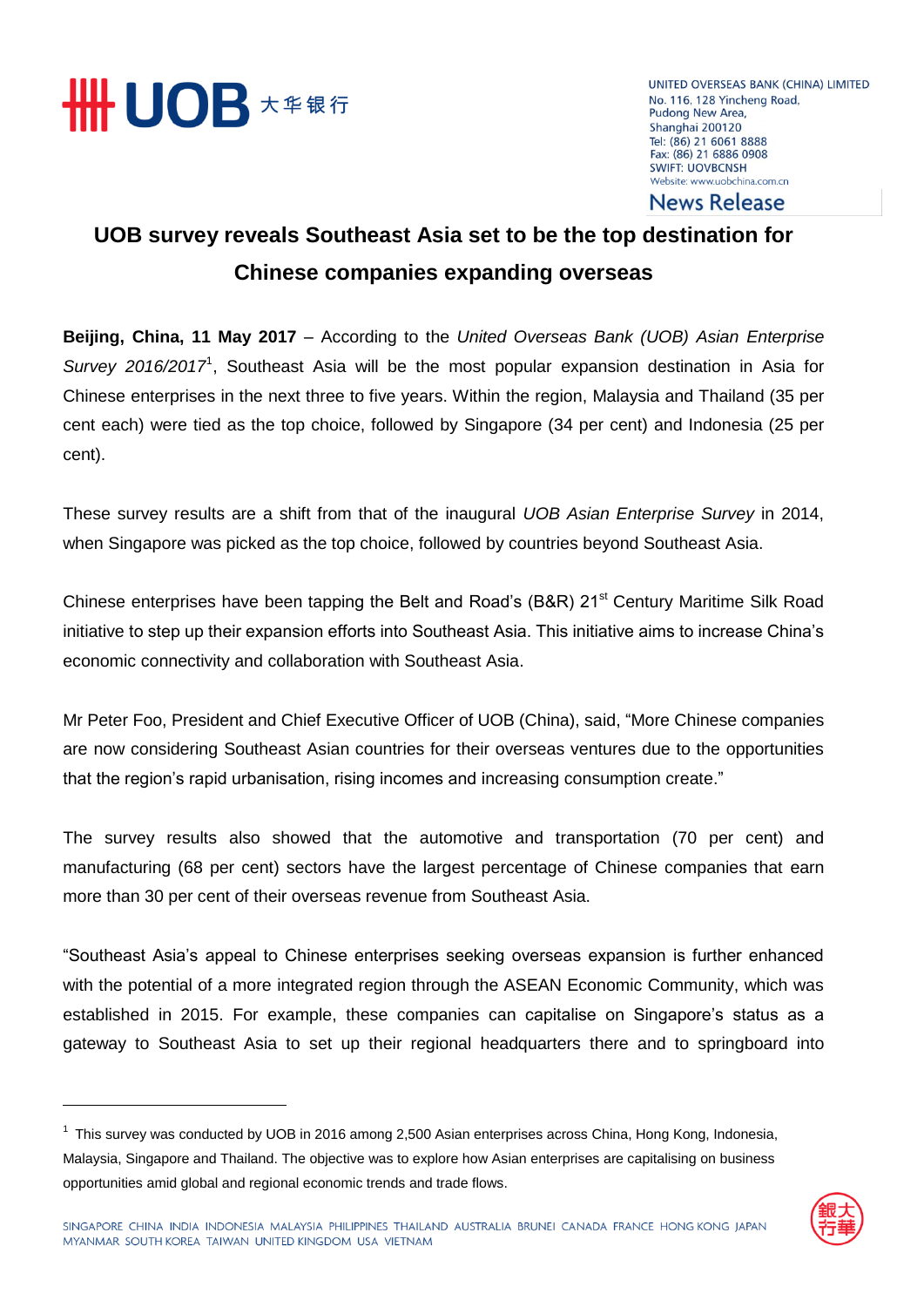UNITED OVERSEAS BANK (CHINA) LIMITED
No. 116, 128 Yincheng Road,
Pudong New Area,
Shanghai 200120
Tel: (86) 21 6061 8888
Fax: (86) 21 6886 0908
SWIFT: UOVBCNSH
Website: www.uobchina.com.cn

News Release

# UOB survey reveals Southeast Asia set to be the top destination for Chinese companies expanding overseas

**Beijing, China, 11 May 2017** – According to the *United Overseas Bank (UOB) Asian Enterprise Survey 2016/2017*[1], Southeast Asia will be the most popular expansion destination in Asia for Chinese enterprises in the next three to five years. Within the region, Malaysia and Thailand (35 per cent each) were tied as the top choice, followed by Singapore (34 per cent) and Indonesia (25 per cent).

These survey results are a shift from that of the inaugural *UOB Asian Enterprise Survey* in 2014, when Singapore was picked as the top choice, followed by countries beyond Southeast Asia.

Chinese enterprises have been tapping the Belt and Road's (B&R) 21st Century Maritime Silk Road initiative to step up their expansion efforts into Southeast Asia. This initiative aims to increase China's economic connectivity and collaboration with Southeast Asia.

Mr Peter Foo, President and Chief Executive Officer of UOB (China), said, "More Chinese companies are now considering Southeast Asian countries for their overseas ventures due to the opportunities that the region's rapid urbanisation, rising incomes and increasing consumption create."

The survey results also showed that the automotive and transportation (70 per cent) and manufacturing (68 per cent) sectors have the largest percentage of Chinese companies that earn more than 30 per cent of their overseas revenue from Southeast Asia.

"Southeast Asia's appeal to Chinese enterprises seeking overseas expansion is further enhanced with the potential of a more integrated region through the ASEAN Economic Community, which was established in 2015. For example, these companies can capitalise on Singapore's status as a gateway to Southeast Asia to set up their regional headquarters there and to springboard into

---

[1] This survey was conducted by UOB in 2016 among 2,500 Asian enterprises across China, Hong Kong, Indonesia, Malaysia, Singapore and Thailand. The objective was to explore how Asian enterprises are capitalising on business opportunities amid global and regional economic trends and trade flows.

SINGAPORE CHINA INDIA INDONESIA MALAYSIA PHILIPPINES THAILAND AUSTRALIA BRUNEI CANADA FRANCE HONG KONG JAPAN MYANMAR SOUTH KOREA TAIWAN UNITED KINGDOM USA VIETNAM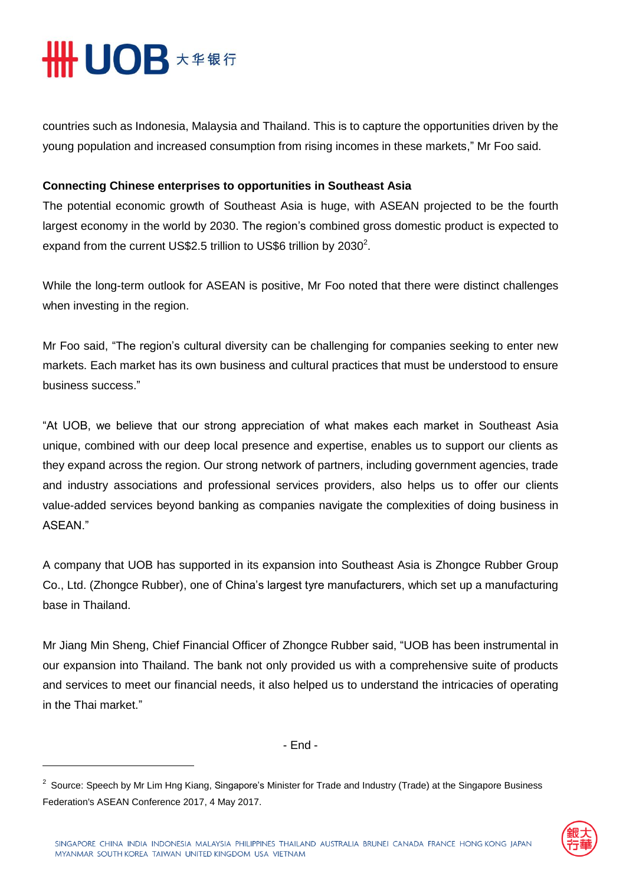countries such as Indonesia, Malaysia and Thailand. This is to capture the opportunities driven by the young population and increased consumption from rising incomes in these markets," Mr Foo said.

**Connecting Chinese enterprises to opportunities in Southeast Asia**

The potential economic growth of Southeast Asia is huge, with ASEAN projected to be the fourth largest economy in the world by 2030. The region's combined gross domestic product is expected to expand from the current US$2.5 trillion to US$6 trillion by 2030[2].

While the long-term outlook for ASEAN is positive, Mr Foo noted that there were distinct challenges when investing in the region.

Mr Foo said, "The region's cultural diversity can be challenging for companies seeking to enter new markets. Each market has its own business and cultural practices that must be understood to ensure business success."

"At UOB, we believe that our strong appreciation of what makes each market in Southeast Asia unique, combined with our deep local presence and expertise, enables us to support our clients as they expand across the region. Our strong network of partners, including government agencies, trade and industry associations and professional services providers, also helps us to offer our clients value-added services beyond banking as companies navigate the complexities of doing business in ASEAN."

A company that UOB has supported in its expansion into Southeast Asia is Zhongce Rubber Group Co., Ltd. (Zhongce Rubber), one of China's largest tyre manufacturers, which set up a manufacturing base in Thailand.

Mr Jiang Min Sheng, Chief Financial Officer of Zhongce Rubber said, "UOB has been instrumental in our expansion into Thailand. The bank not only provided us with a comprehensive suite of products and services to meet our financial needs, it also helped us to understand the intricacies of operating in the Thai market."

- End -

---

[2] Source: Speech by Mr Lim Hng Kiang, Singapore's Minister for Trade and Industry (Trade) at the Singapore Business Federation's ASEAN Conference 2017, 4 May 2017.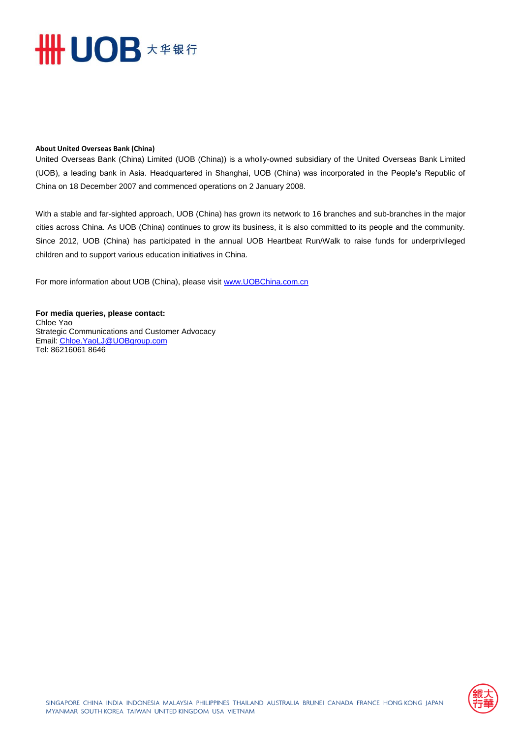**About United Overseas Bank (China)**

United Overseas Bank (China) Limited (UOB (China)) is a wholly-owned subsidiary of the United Overseas Bank Limited (UOB), a leading bank in Asia. Headquartered in Shanghai, UOB (China) was incorporated in the People's Republic of China on 18 December 2007 and commenced operations on 2 January 2008.

With a stable and far-sighted approach, UOB (China) has grown its network to 16 branches and sub-branches in the major cities across China. As UOB (China) continues to grow its business, it is also committed to its people and the community. Since 2012, UOB (China) has participated in the annual UOB Heartbeat Run/Walk to raise funds for underprivileged children and to support various education initiatives in China.

For more information about UOB (China), please visit [www.UOBChina.com.cn](http://www.UOBChina.com.cn)

**For media queries, please contact:**
Chloe Yao
Strategic Communications and Customer Advocacy
Email: [Chloe.YaoLJ@UOBgroup.com](mailto:Chloe.YaoLJ@UOBgroup.com)
Tel: 86216061 8646